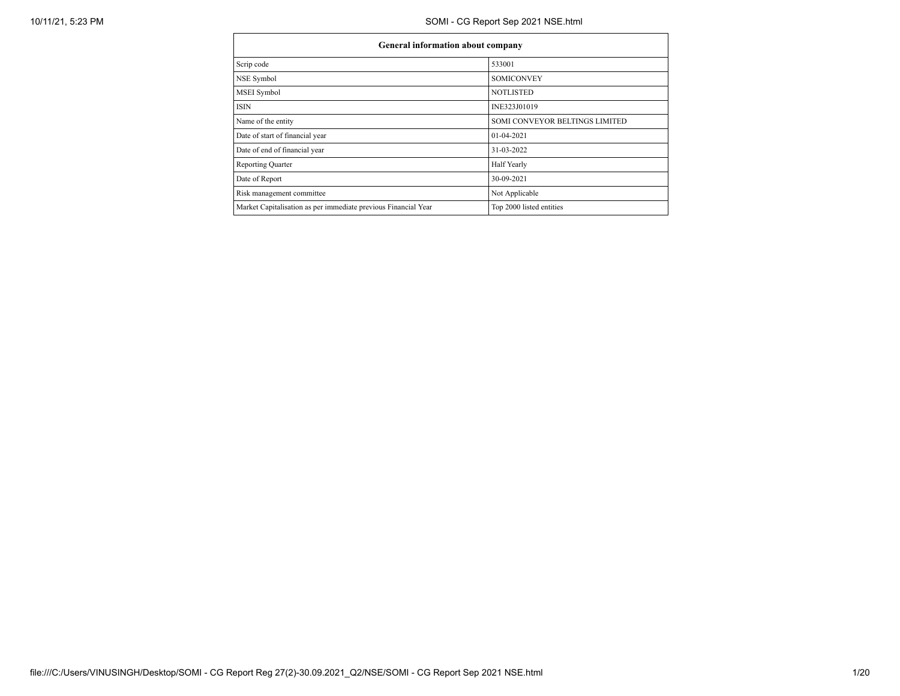| General information about company | |
|---|---|
| Scrip code | 533001 |
| NSE Symbol | SOMICONVEY |
| MSEI Symbol | NOTLISTED |
| ISIN | INE323J01019 |
| Name of the entity | SOMI CONVEYOR BELTINGS LIMITED |
| Date of start of financial year | 01-04-2021 |
| Date of end of financial year | 31-03-2022 |
| Reporting Quarter | Half Yearly |
| Date of Report | 30-09-2021 |
| Risk management committee | Not Applicable |
| Market Capitalisation as per immediate previous Financial Year | Top 2000 listed entities |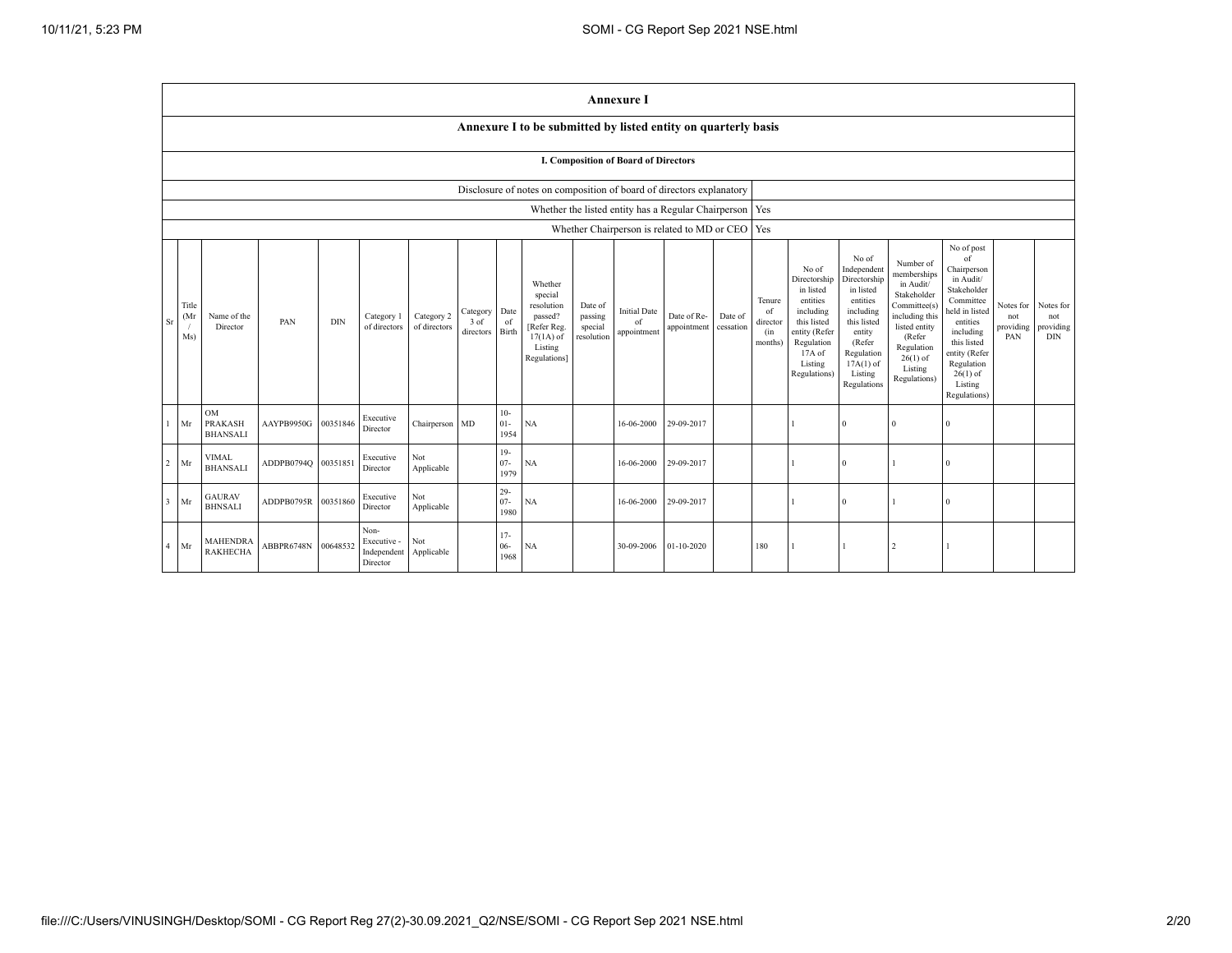## Annexure I

### Annexure I to be submitted by listed entity on quarterly basis

#### I. Composition of Board of Directors

| Disclosure of notes on composition of board of directors explanatory | |
|---|---|
| Whether the listed entity has a Regular Chairperson | Yes |
| Whether Chairperson is related to MD or CEO | Yes |

| Sr | Title (Mr / Ms) | Name of the Director | PAN | DIN | Category 1 of directors | Category 2 of directors | Category 3 of directors | Date of Birth | Whether special resolution passed? [Refer Reg. 17(1A) of Listing Regulations] | Date of passing special resolution | Initial Date of appointment | Date of Re-appointment | Date of cessation | Tenure of director (in months) | No of Directorship in listed entities including this listed entity (Refer Regulation 17A of Listing Regulations) | No of Independent Directorship in listed entities including this listed entity (Refer Regulation 17A(1) of Listing Regulations | Number of memberships in Audit/ Stakeholder Committee(s) including this listed entity (Refer Regulation 26(1) of Listing Regulations) | No of post of Chairperson in Audit/ Stakeholder Committee held in listed entities including this listed entity (Refer Regulation 26(1) of Listing Regulations) | Notes for not providing PAN | Notes for not providing DIN |
|---|---|---|---|---|---|---|---|---|---|---|---|---|---|---|---|---|---|---|---|---|
| 1 | Mr | OM PRAKASH BHANSALI | AAYPB9950G | 00351846 | Executive Director | Chairperson | MD | 10-01-1954 | NA | | 16-06-2000 | 29-09-2017 | | | 1 | 0 | 0 | 0 | | |
| 2 | Mr | VIMAL BHANSALI | ADDPB0794Q | 00351851 | Executive Director | Not Applicable | | 19-07-1979 | NA | | 16-06-2000 | 29-09-2017 | | | 1 | 0 | 1 | 0 | | |
| 3 | Mr | GAURAV BHNSALI | ADDPB0795R | 00351860 | Executive Director | Not Applicable | | 29-07-1980 | NA | | 16-06-2000 | 29-09-2017 | | | 1 | 0 | 1 | 0 | | |
| 4 | Mr | MAHENDRA RAKHECHA | ABBPR6748N | 00648532 | Non-Executive - Independent Director | Not Applicable | | 17-06-1968 | NA | | 30-09-2006 | 01-10-2020 | | 180 | 1 | 1 | 2 | 1 | | |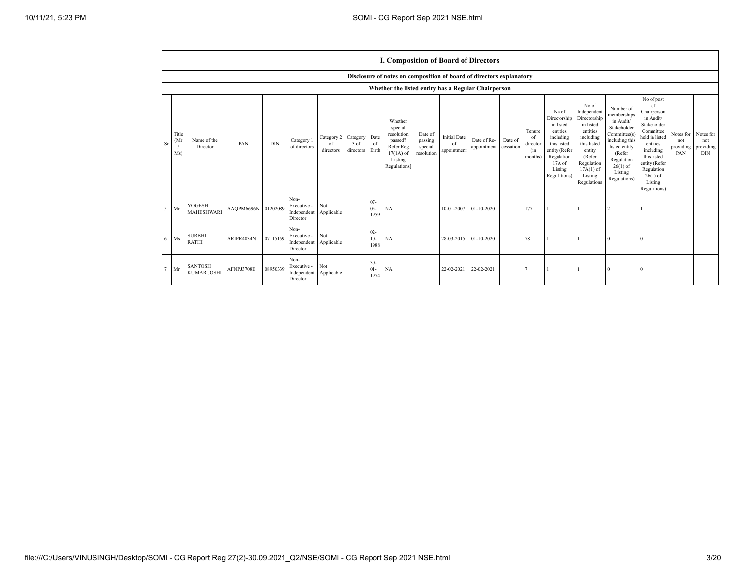# I. Composition of Board of Directors

**Disclosure of notes on composition of board of directors explanatory**

**Whether the listed entity has a Regular Chairperson**

| Sr | Title (Mr / Ms) | Name of the Director | PAN | DIN | Category 1 of directors | Category 2 of directors | Category 3 of directors | Date of Birth | Whether special resolution passed? [Refer Reg. 17(1A) of Listing Regulations] | Date of passing special resolution | Initial Date of appointment | Date of Re-appointment | Date of cessation | Tenure of director (in months) | No of Directorship in listed entities including this listed entity (Refer Regulation 17A of Listing Regulations) | No of Independent Directorship in listed entities including this listed entity (Refer Regulation 17A(1) of Listing Regulations | Number of memberships in Audit/ Stakeholder Committee(s) including this listed entity (Refer Regulation 26(1) of Listing Regulations) | No of post of Chairperson in Audit/ Stakeholder Committee held in listed entities including this listed entity (Refer Regulation 26(1) of Listing Regulations) | Notes for not providing PAN | Notes for not providing DIN |
|---|---|---|---|---|---|---|---|---|---|---|---|---|---|---|---|---|---|---|---|---|
| 5 | Mr | YOGESH MAHESHWARI | AAQPM6696N | 01202089 | Non-Executive - Independent Director | Not Applicable | | 07-05-1959 | NA | | 10-01-2007 | 01-10-2020 | | 177 | 1 | 1 | 2 | 1 | | |
| 6 | Ms | SURBHI RATHI | ARIPR4034N | 07115169 | Non-Executive - Independent Director | Not Applicable | | 02-10-1988 | NA | | 28-03-2015 | 01-10-2020 | | 78 | 1 | 1 | 0 | 0 | | |
| 7 | Mr | SANTOSH KUMAR JOSHI | AFNPJ3708E | 08950339 | Non-Executive - Independent Director | Not Applicable | | 30-01-1974 | NA | | 22-02-2021 | 22-02-2021 | | 7 | 1 | 1 | 0 | 0 | | |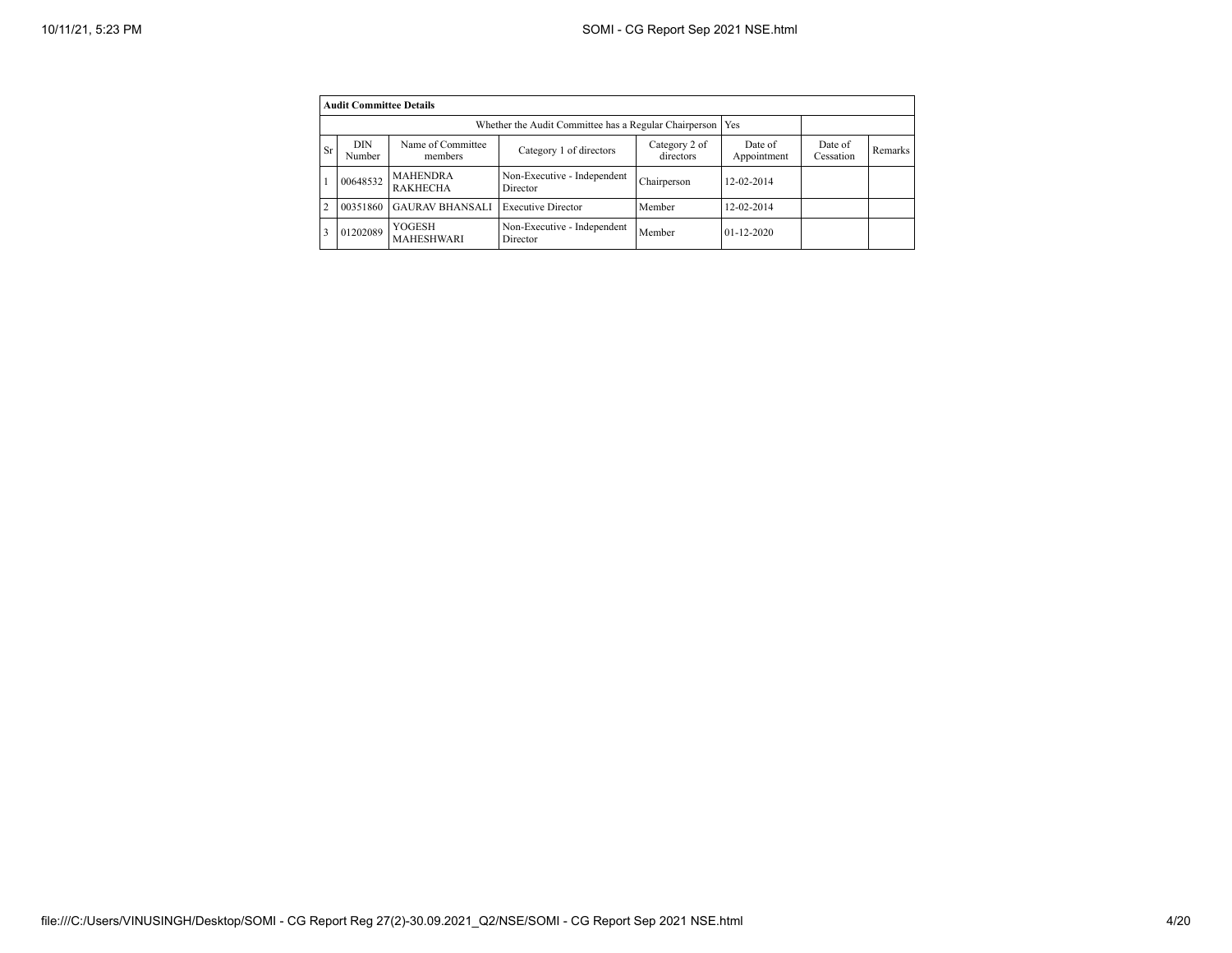**Audit Committee Details**

| | | | Whether the Audit Committee has a Regular Chairperson | | Yes | | |
|---|---|---|---|---|---|---|---|
| Sr | DIN Number | Name of Committee members | Category 1 of directors | Category 2 of directors | Date of Appointment | Date of Cessation | Remarks |
| 1 | 00648532 | MAHENDRA RAKHECHA | Non-Executive - Independent Director | Chairperson | 12-02-2014 | | |
| 2 | 00351860 | GAURAV BHANSALI | Executive Director | Member | 12-02-2014 | | |
| 3 | 01202089 | YOGESH MAHESHWARI | Non-Executive - Independent Director | Member | 01-12-2020 | | |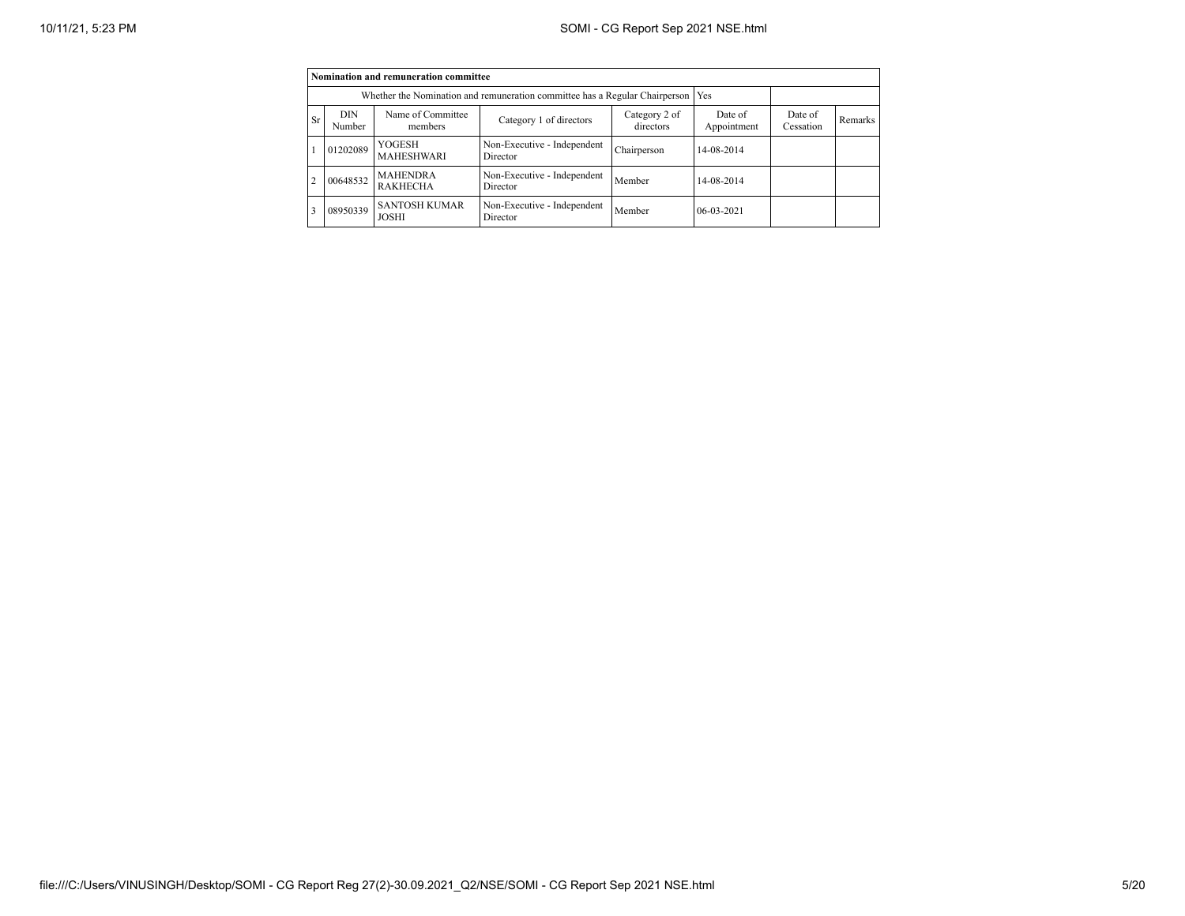| Nomination and remuneration committee | | | | | | | |
|---|---|---|---|---|---|---|---|
| Whether the Nomination and remuneration committee has a Regular Chairperson | | | | | Yes | | |
| Sr | DIN Number | Name of Committee members | Category 1 of directors | Category 2 of directors | Date of Appointment | Date of Cessation | Remarks |
| 1 | 01202089 | YOGESH MAHESHWARI | Non-Executive - Independent Director | Chairperson | 14-08-2014 | | |
| 2 | 00648532 | MAHENDRA RAKHECHA | Non-Executive - Independent Director | Member | 14-08-2014 | | |
| 3 | 08950339 | SANTOSH KUMAR JOSHI | Non-Executive - Independent Director | Member | 06-03-2021 | | |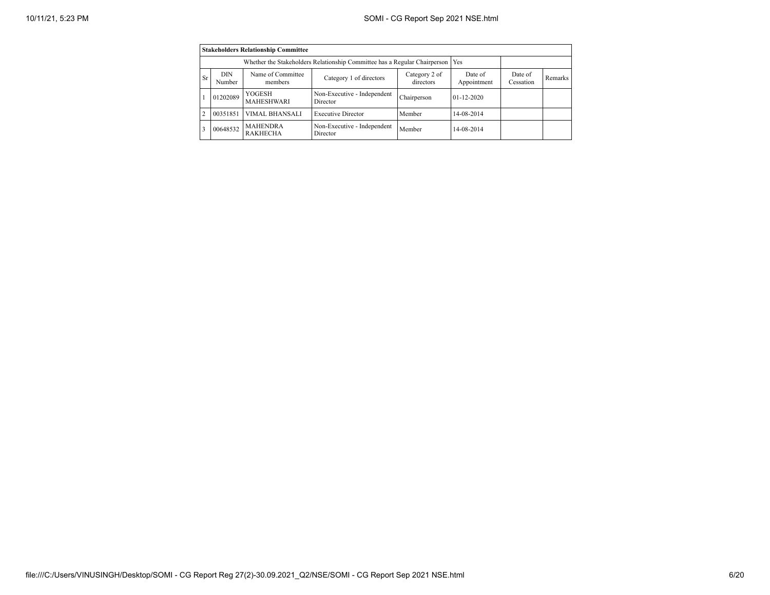| Stakeholders Relationship Committee | | | | | | | |
|---|---|---|---|---|---|---|---|
| Whether the Stakeholders Relationship Committee has a Regular Chairperson | | | | | Yes | | |
| Sr | DIN Number | Name of Committee members | Category 1 of directors | Category 2 of directors | Date of Appointment | Date of Cessation | Remarks |
| 1 | 01202089 | YOGESH MAHESHWARI | Non-Executive - Independent Director | Chairperson | 01-12-2020 | | |
| 2 | 00351851 | VIMAL BHANSALI | Executive Director | Member | 14-08-2014 | | |
| 3 | 00648532 | MAHENDRA RAKHECHA | Non-Executive - Independent Director | Member | 14-08-2014 | | |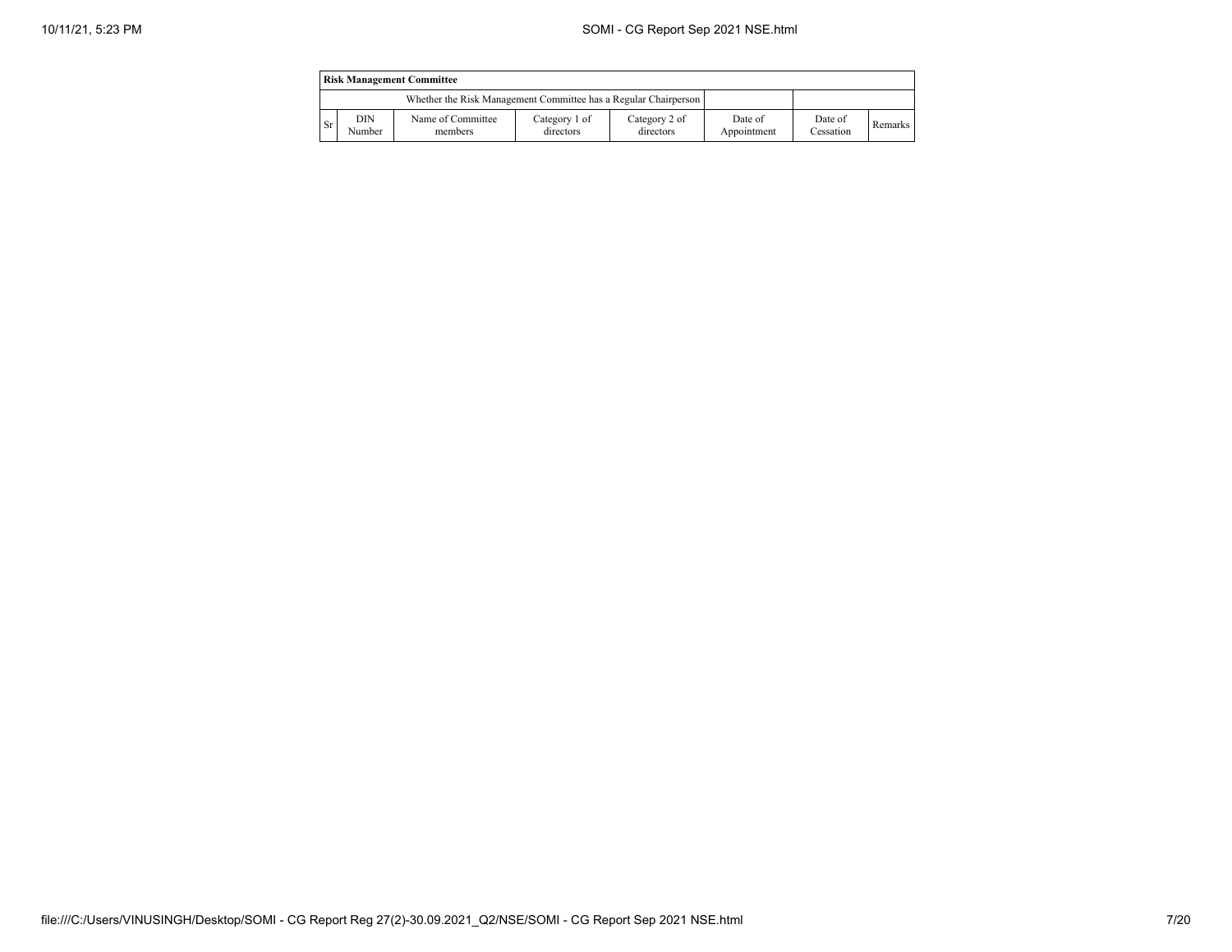| Risk Management Committee | | | | | | | |
|---|---|---|---|---|---|---|---|
| Whether the Risk Management Committee has a Regular Chairperson | | | | | | | |
| Sr | DIN Number | Name of Committee members | Category 1 of directors | Category 2 of directors | Date of Appointment | Date of Cessation | Remarks |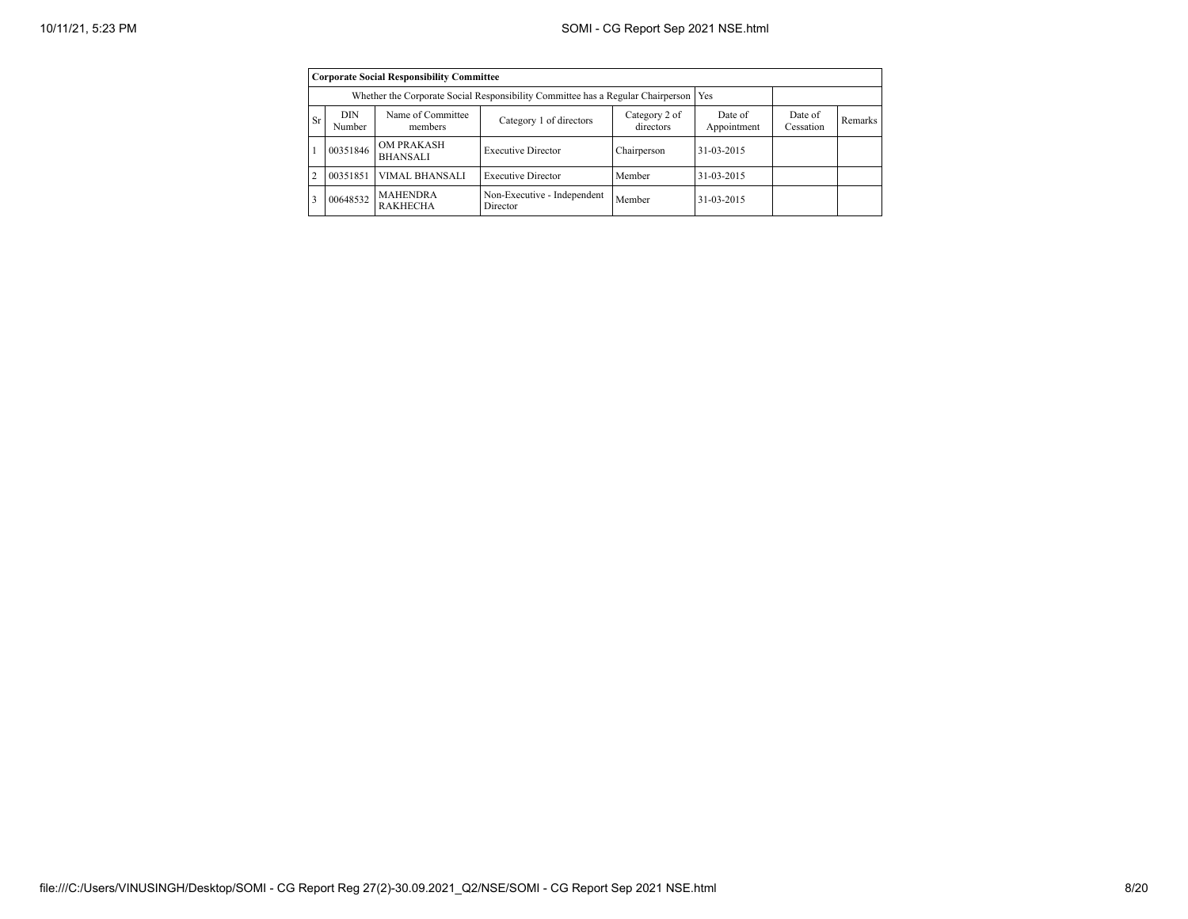| Corporate Social Responsibility Committee | | | | | | | |
|---|---|---|---|---|---|---|---|
| Whether the Corporate Social Responsibility Committee has a Regular Chairperson | | | | | Yes | | |
| Sr | DIN Number | Name of Committee members | Category 1 of directors | Category 2 of directors | Date of Appointment | Date of Cessation | Remarks |
| 1 | 00351846 | OM PRAKASH BHANSALI | Executive Director | Chairperson | 31-03-2015 | | |
| 2 | 00351851 | VIMAL BHANSALI | Executive Director | Member | 31-03-2015 | | |
| 3 | 00648532 | MAHENDRA RAKHECHA | Non-Executive - Independent Director | Member | 31-03-2015 | | |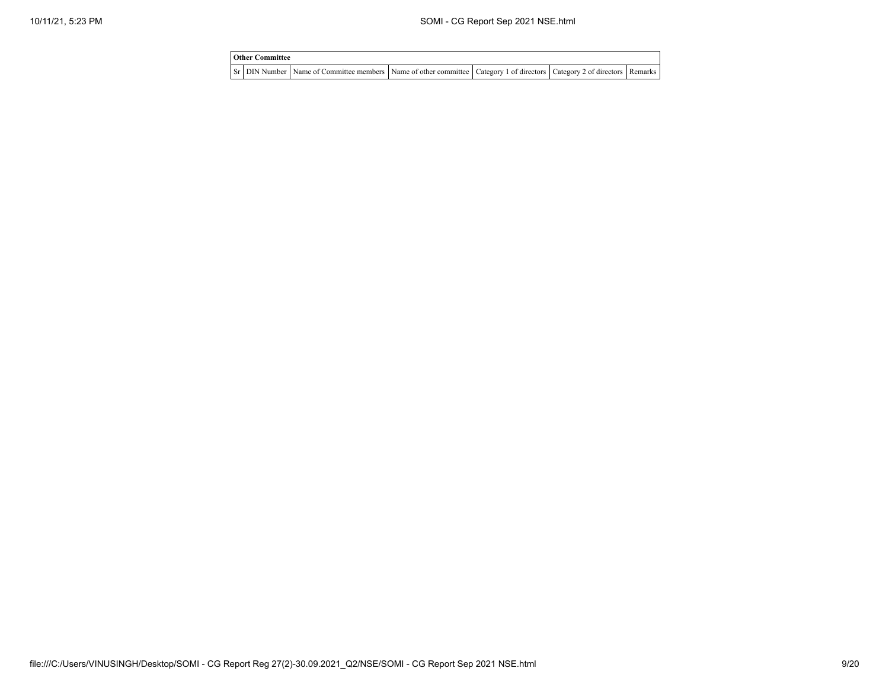| Other Committee | | | | | | |
|---|---|---|---|---|---|---|
| Sr | DIN Number | Name of Committee members | Name of other committee | Category 1 of directors | Category 2 of directors | Remarks |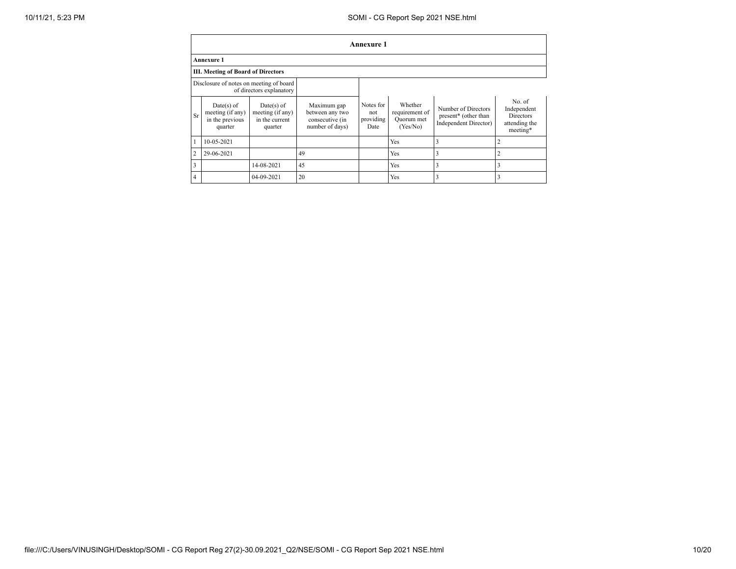# Annexure 1

## Annexure 1

### III. Meeting of Board of Directors

| Disclosure of notes on meeting of board of directors explanatory | | | | | | | |
|---|---|---|---|---|---|---|---|
| Sr | Date(s) of meeting (if any) in the previous quarter | Date(s) of meeting (if any) in the current quarter | Maximum gap between any two consecutive (in number of days) | Notes for not providing Date | Whether requirement of Quorum met (Yes/No) | Number of Directors present* (other than Independent Director) | No. of Independent Directors attending the meeting* |
| 1 | 10-05-2021 | | | | Yes | 3 | 2 |
| 2 | 29-06-2021 | | 49 | | Yes | 3 | 2 |
| 3 | | 14-08-2021 | 45 | | Yes | 3 | 3 |
| 4 | | 04-09-2021 | 20 | | Yes | 3 | 3 |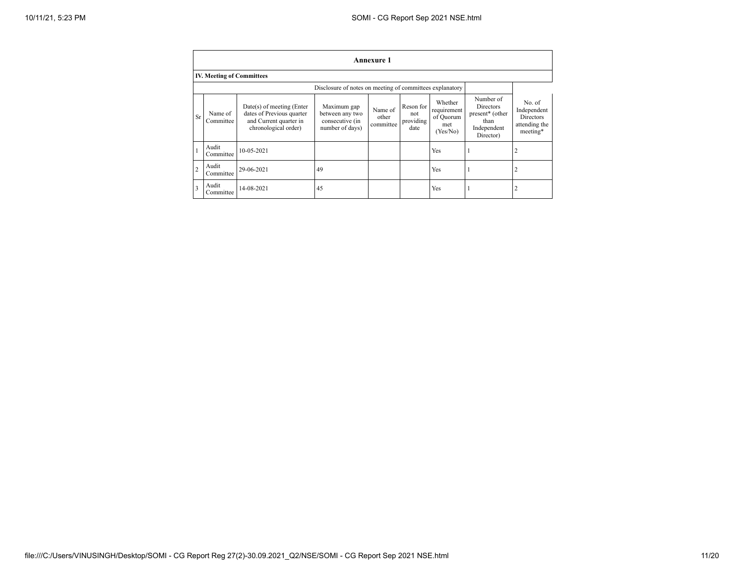**Annexure 1**

**IV. Meeting of Committees**

| | | | Disclosure of notes on meeting of committees explanatory | | | | | |
|---|---|---|---|---|---|---|---|---|
| Sr | Name of Committee | Date(s) of meeting (Enter dates of Previous quarter and Current quarter in chronological order) | Maximum gap between any two consecutive (in number of days) | Name of other committee | Reson for not providing date | Whether requirement of Quorum met (Yes/No) | Number of Directors present* (other than Independent Director) | No. of Independent Directors attending the meeting* |
| 1 | Audit Committee | 10-05-2021 | | | | Yes | 1 | 2 |
| 2 | Audit Committee | 29-06-2021 | 49 | | | Yes | 1 | 2 |
| 3 | Audit Committee | 14-08-2021 | 45 | | | Yes | 1 | 2 |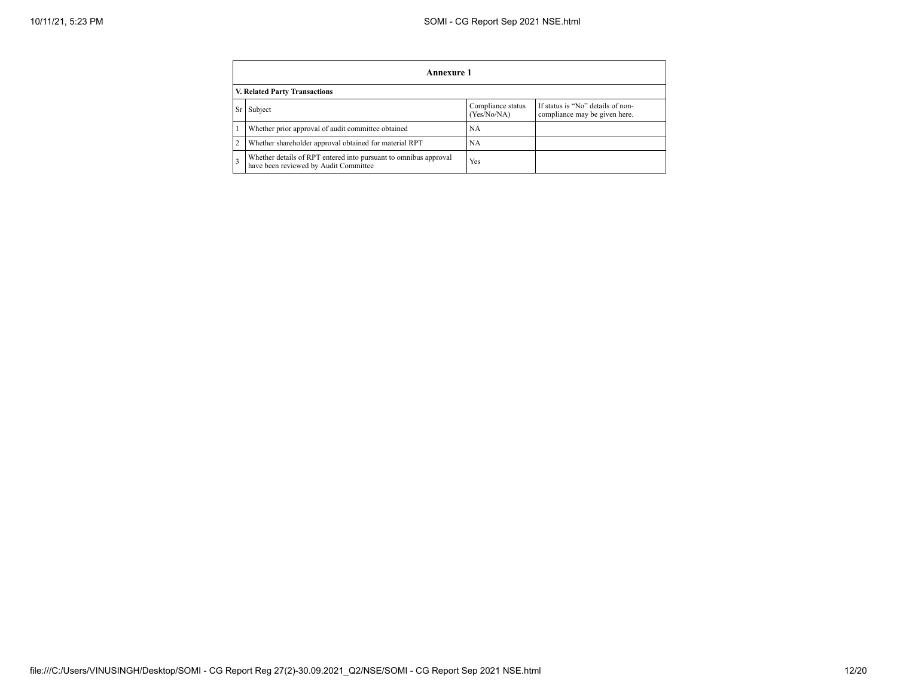## Annexure 1

**V. Related Party Transactions**

| Sr | Subject | Compliance status (Yes/No/NA) | If status is "No" details of non-compliance may be given here. |
|---|---|---|---|
| 1 | Whether prior approval of audit committee obtained | NA | |
| 2 | Whether shareholder approval obtained for material RPT | NA | |
| 3 | Whether details of RPT entered into pursuant to omnibus approval have been reviewed by Audit Committee | Yes | |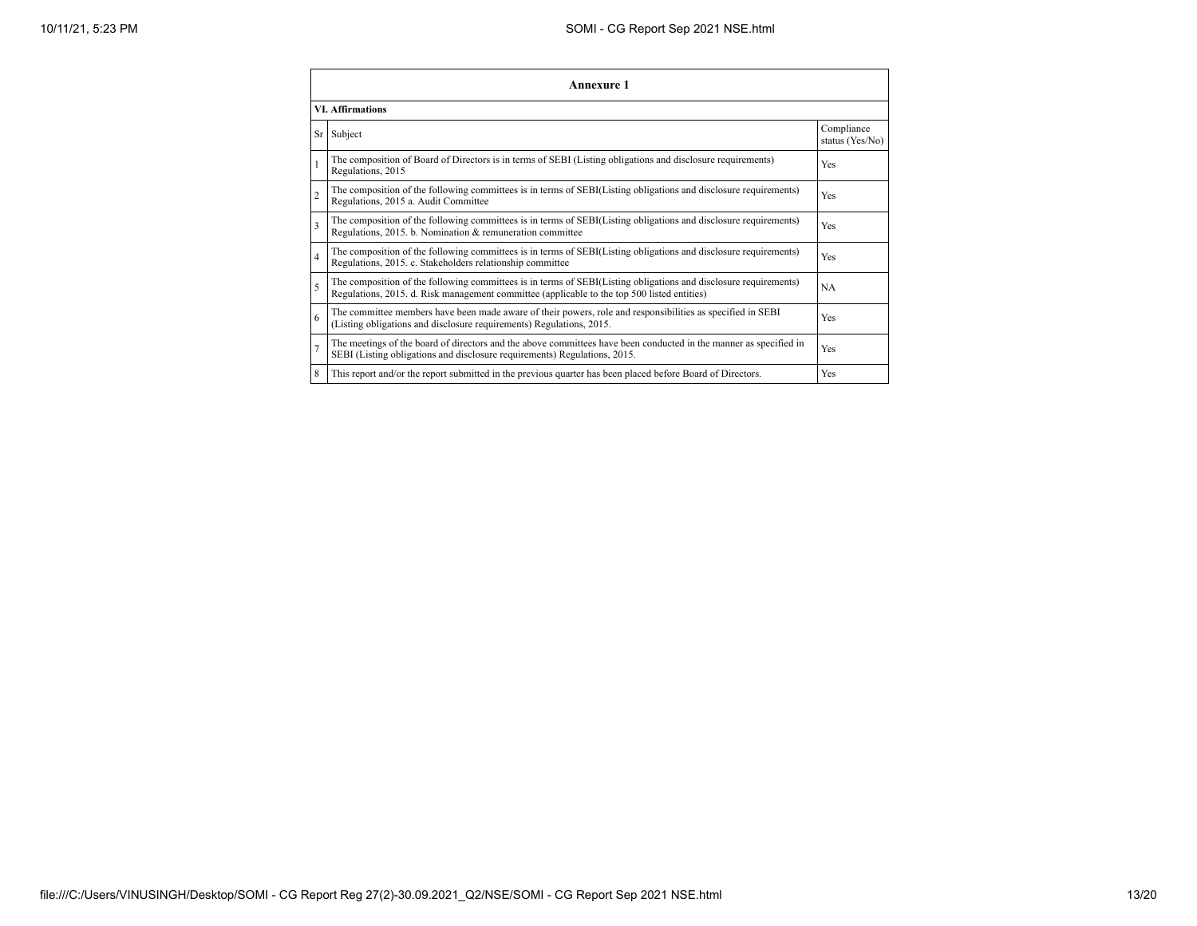## Annexure 1

**VI. Affirmations**

| Sr | Subject | Compliance status (Yes/No) |
|---|---|---|
| 1 | The composition of Board of Directors is in terms of SEBI (Listing obligations and disclosure requirements) Regulations, 2015 | Yes |
| 2 | The composition of the following committees is in terms of SEBI(Listing obligations and disclosure requirements) Regulations, 2015 a. Audit Committee | Yes |
| 3 | The composition of the following committees is in terms of SEBI(Listing obligations and disclosure requirements) Regulations, 2015. b. Nomination & remuneration committee | Yes |
| 4 | The composition of the following committees is in terms of SEBI(Listing obligations and disclosure requirements) Regulations, 2015. c. Stakeholders relationship committee | Yes |
| 5 | The composition of the following committees is in terms of SEBI(Listing obligations and disclosure requirements) Regulations, 2015. d. Risk management committee (applicable to the top 500 listed entities) | NA |
| 6 | The committee members have been made aware of their powers, role and responsibilities as specified in SEBI (Listing obligations and disclosure requirements) Regulations, 2015. | Yes |
| 7 | The meetings of the board of directors and the above committees have been conducted in the manner as specified in SEBI (Listing obligations and disclosure requirements) Regulations, 2015. | Yes |
| 8 | This report and/or the report submitted in the previous quarter has been placed before Board of Directors. | Yes |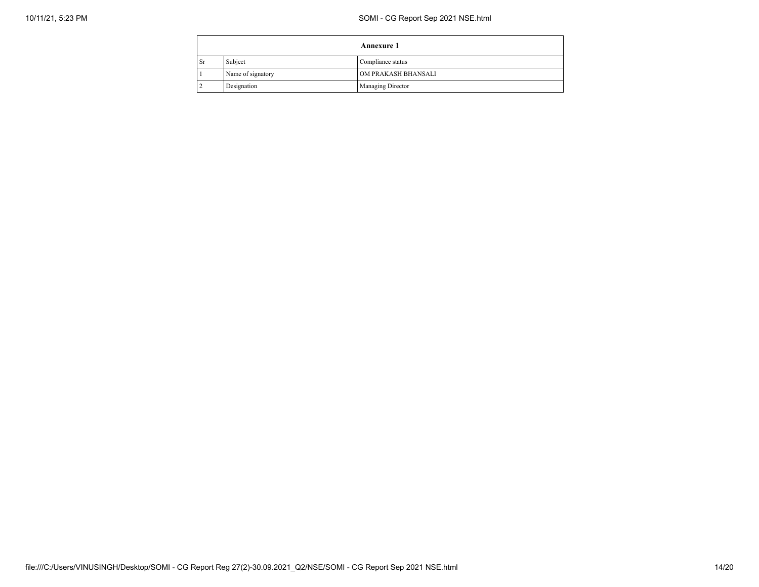| Annexure 1 | | |
|---|---|---|
| Sr | Subject | Compliance status |
| 1 | Name of signatory | OM PRAKASH BHANSALI |
| 2 | Designation | Managing Director |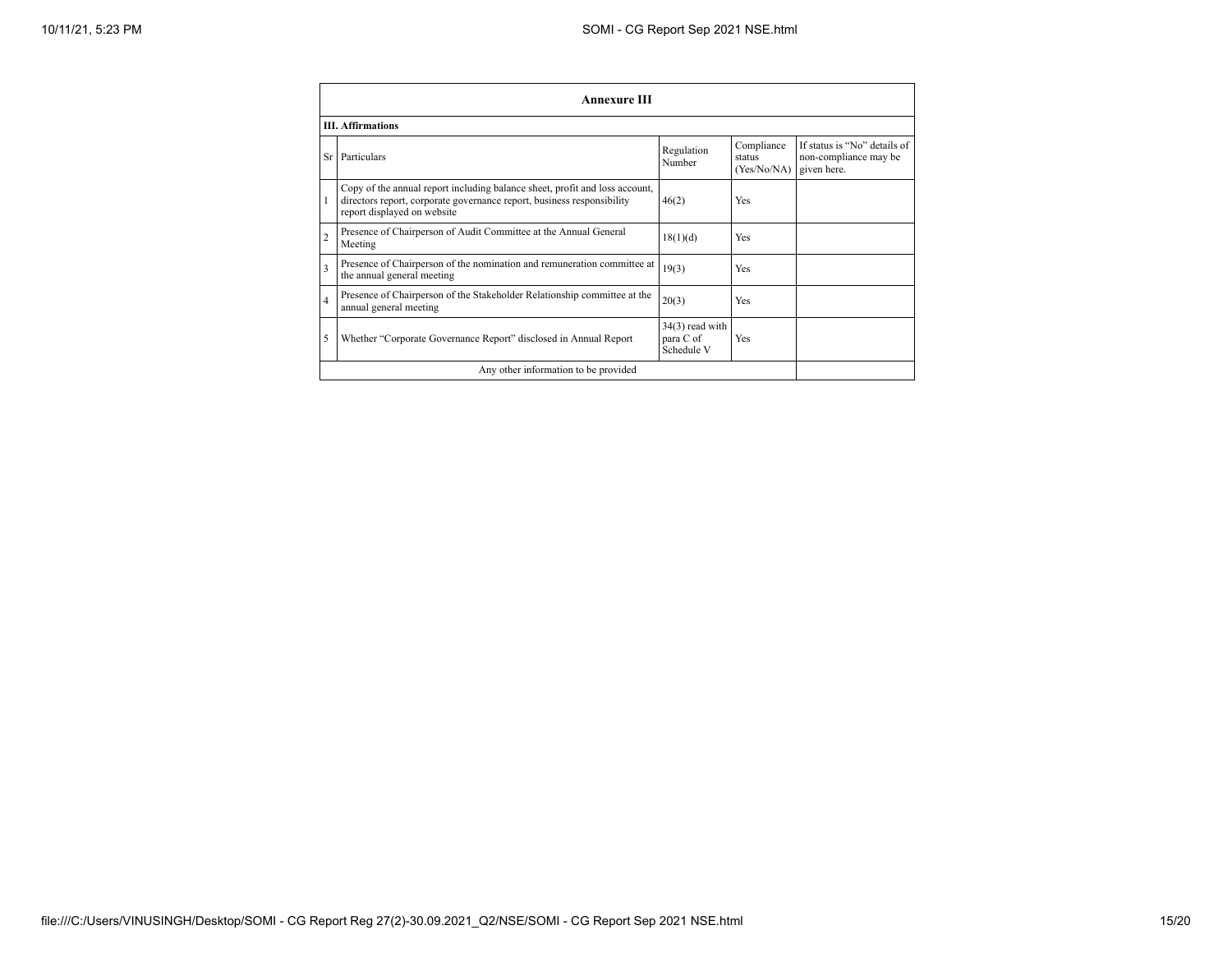| Annexure III | | | | |
|---|---|---|---|---|
| **III. Affirmations** | | | | |
| Sr | Particulars | Regulation Number | Compliance status (Yes/No/NA) | If status is "No" details of non-compliance may be given here. |
| 1 | Copy of the annual report including balance sheet, profit and loss account, directors report, corporate governance report, business responsibility report displayed on website | 46(2) | Yes | |
| 2 | Presence of Chairperson of Audit Committee at the Annual General Meeting | 18(1)(d) | Yes | |
| 3 | Presence of Chairperson of the nomination and remuneration committee at the annual general meeting | 19(3) | Yes | |
| 4 | Presence of Chairperson of the Stakeholder Relationship committee at the annual general meeting | 20(3) | Yes | |
| 5 | Whether "Corporate Governance Report" disclosed in Annual Report | 34(3) read with para C of Schedule V | Yes | |
| Any other information to be provided | | | | |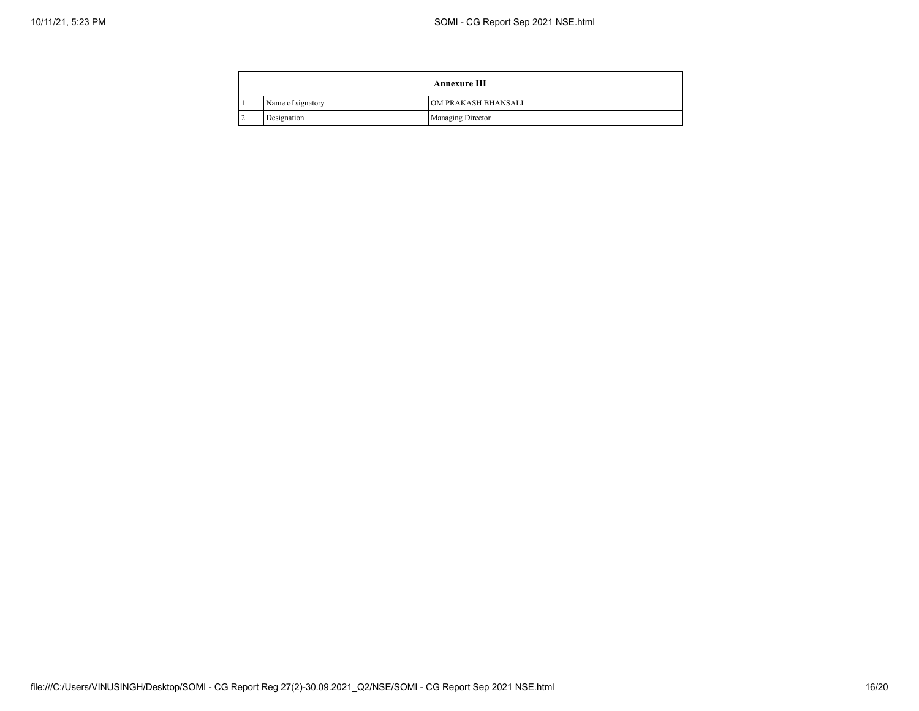| Annexure III | | |
|---|---|---|
| 1 | Name of signatory | OM PRAKASH BHANSALI |
| 2 | Designation | Managing Director |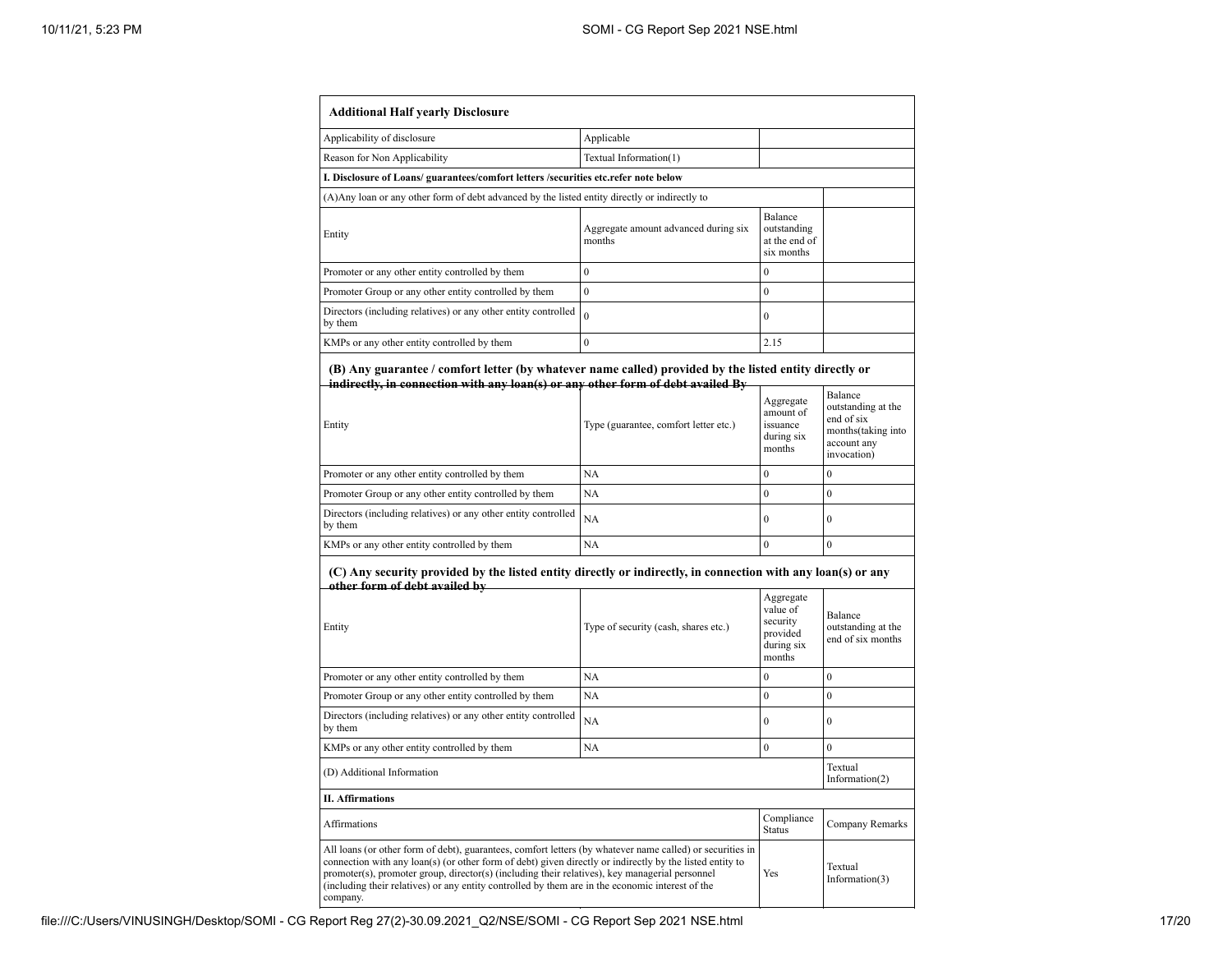| **Additional Half yearly Disclosure** | | | |
|---|---|---|---|
| Applicability of disclosure | Applicable | | |
| Reason for Non Applicability | Textual Information(1) | | |
| **I. Disclosure of Loans/ guarantees/comfort letters /securities etc.refer note below** | | | |
| (A)Any loan or any other form of debt advanced by the listed entity directly or indirectly to | | | |
| Entity | Aggregate amount advanced during six months | Balance outstanding at the end of six months | |
| Promoter or any other entity controlled by them | 0 | 0 | |
| Promoter Group or any other entity controlled by them | 0 | 0 | |
| Directors (including relatives) or any other entity controlled by them | 0 | 0 | |
| KMPs or any other entity controlled by them | 0 | 2.15 | |

**(B) Any guarantee / comfort letter (by whatever name called) provided by the listed entity directly or indirectly, in connection with any loan(s) or any other form of debt availed By**

| Entity | Type (guarantee, comfort letter etc.) | Aggregate amount of issuance during six months | Balance outstanding at the end of six months(taking into account any invocation) |
|---|---|---|---|
| Promoter or any other entity controlled by them | NA | 0 | 0 |
| Promoter Group or any other entity controlled by them | NA | 0 | 0 |
| Directors (including relatives) or any other entity controlled by them | NA | 0 | 0 |
| KMPs or any other entity controlled by them | NA | 0 | 0 |

**(C) Any security provided by the listed entity directly or indirectly, in connection with any loan(s) or any other form of debt availed by**

| Entity | Type of security (cash, shares etc.) | Aggregate value of security provided during six months | Balance outstanding at the end of six months |
|---|---|---|---|
| Promoter or any other entity controlled by them | NA | 0 | 0 |
| Promoter Group or any other entity controlled by them | NA | 0 | 0 |
| Directors (including relatives) or any other entity controlled by them | NA | 0 | 0 |
| KMPs or any other entity controlled by them | NA | 0 | 0 |
| (D) Additional Information | | | Textual Information(2) |
| **II. Affirmations** | | | |
| Affirmations | | Compliance Status | Company Remarks |
| All loans (or other form of debt), guarantees, comfort letters (by whatever name called) or securities in connection with any loan(s) (or other form of debt) given directly or indirectly by the listed entity to promoter(s), promoter group, director(s) (including their relatives), key managerial personnel (including their relatives) or any entity controlled by them are in the economic interest of the company. | | Yes | Textual Information(3) |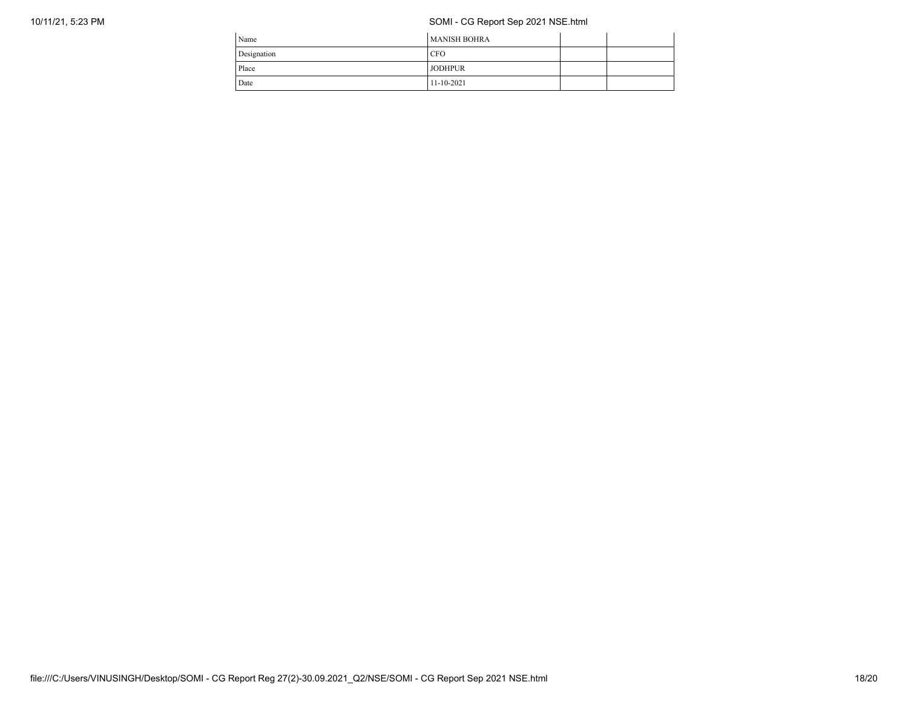| Name | MANISH BOHRA | | |
|---|---|---|---|
| Designation | CFO | | |
| Place | JODHPUR | | |
| Date | 11-10-2021 | | |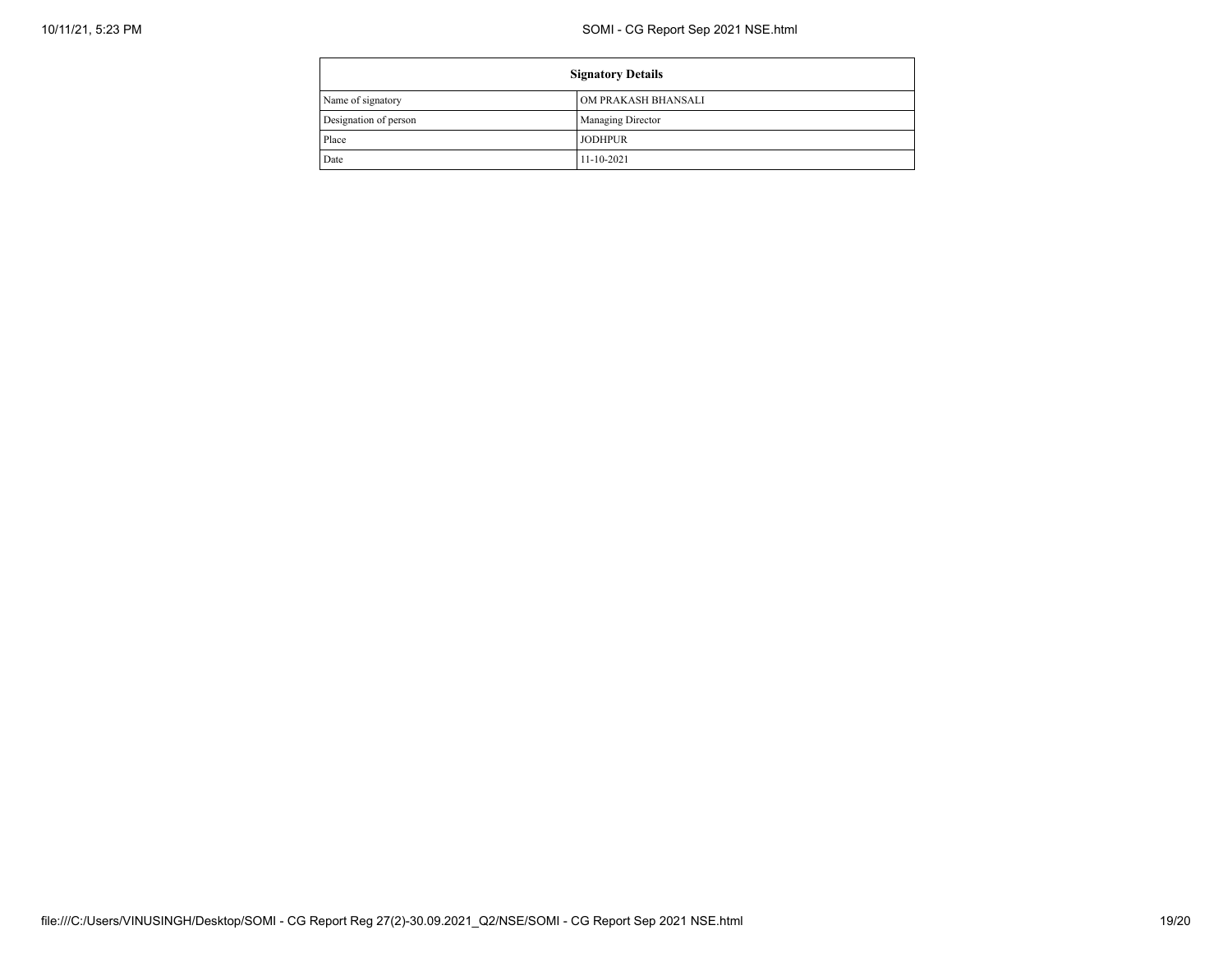| Signatory Details | |
|---|---|
| Name of signatory | OM PRAKASH BHANSALI |
| Designation of person | Managing Director |
| Place | JODHPUR |
| Date | 11-10-2021 |